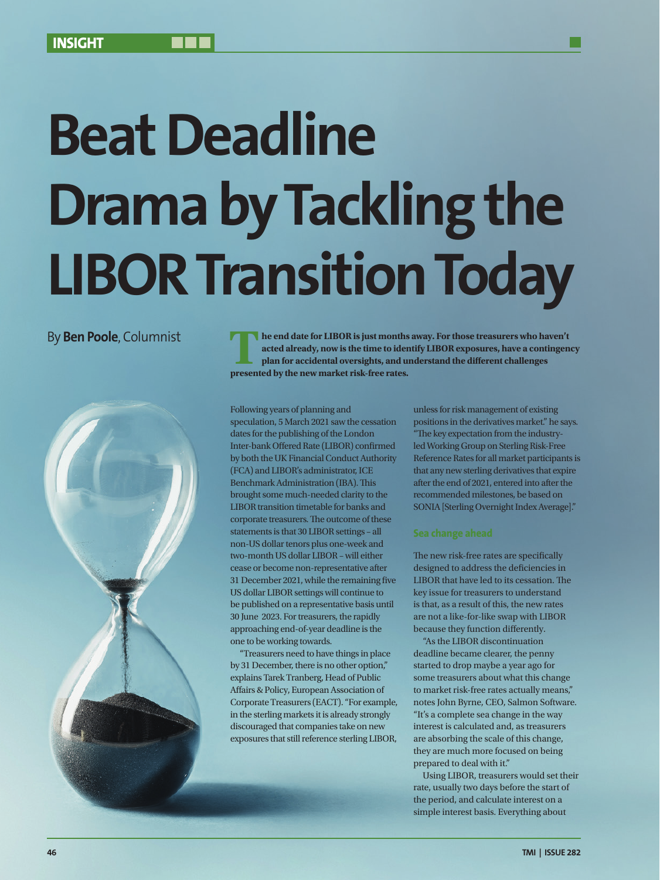INSIGHT

# Beat Deadline Drama by Tackling the LIBOR Transition Today

By **Ben Poole**, Columnist

**The end date for LIBOR is just months away. For those treasurers who haven't acted already, now is the time to identify LIBOR exposures, have a contingency plan for accidental oversights, and understand the different challenges presented by the new market risk-free rates.**

Following years of planning and speculation, 5 March 2021 saw the cessation dates for the publishing of the London Inter-bank Offered Rate (LIBOR) confirmed by both the UK Financial Conduct Authority (FCA) and LIBOR's administrator, ICE Benchmark Administration (IBA). This brought some much-needed clarity to the LIBOR transition timetable for banks and corporate treasurers. The outcome of these statements is that 30 LIBOR settings – all non-US dollar tenors plus one-week and two-month US dollar LIBOR – will either cease or become non-representative after 31 December 2021, while the remaining five US dollar LIBOR settings will continue to be published on a representative basis until 30 June 2023. For treasurers, the rapidly approaching end-of-year deadline is the one to be working towards.

"Treasurers need to have things in place by 31 December, there is no other option," explains Tarek Tranberg, Head of Public Affairs & Policy, European Association of Corporate Treasurers (EACT). "For example, in the sterling markets it is already strongly discouraged that companies take on new exposures that still reference sterling LIBOR, unless for risk management of existing positions in the derivatives market." he says. "The key expectation from the industry-led Working Group on Sterling Risk-Free Reference Rates for all market participants is that any new sterling derivatives that expire after the end of 2021, entered into after the recommended milestones, be based on SONIA [Sterling Overnight Index Average]."

## Sea change ahead

The new risk-free rates are specifically designed to address the deficiencies in LIBOR that have led to its cessation. The key issue for treasurers to understand is that, as a result of this, the new rates are not a like-for-like swap with LIBOR because they function differently.

"As the LIBOR discontinuation deadline became clearer, the penny started to drop maybe a year ago for some treasurers about what this change to market risk-free rates actually means," notes John Byrne, CEO, Salmon Software. "It's a complete sea change in the way interest is calculated and, as treasurers are absorbing the scale of this change, they are much more focused on being prepared to deal with it."

Using LIBOR, treasurers would set their rate, usually two days before the start of the period, and calculate interest on a simple interest basis. Everything about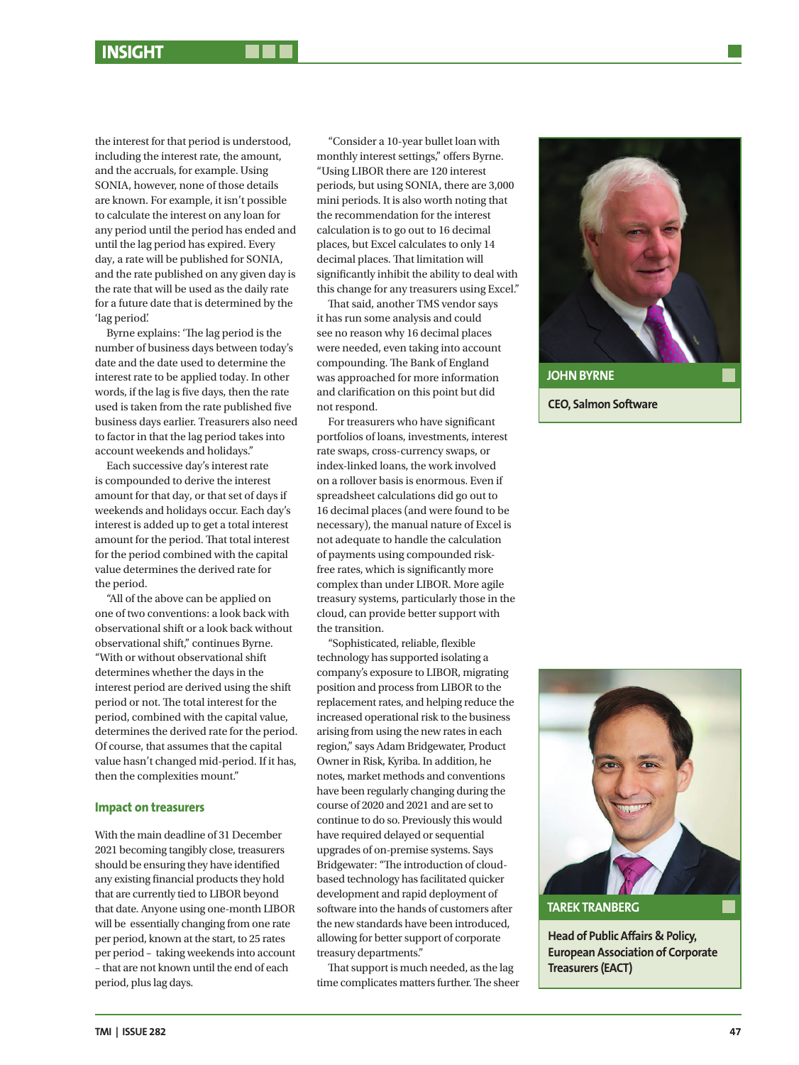the interest for that period is understood, including the interest rate, the amount, and the accruals, for example. Using SONIA, however, none of those details are known. For example, it isn't possible to calculate the interest on any loan for any period until the period has ended and until the lag period has expired. Every day, a rate will be published for SONIA, and the rate published on any given day is the rate that will be used as the daily rate for a future date that is determined by the 'lag period'.

Byrne explains: 'The lag period is the number of business days between today's date and the date used to determine the interest rate to be applied today. In other words, if the lag is five days, then the rate used is taken from the rate published five business days earlier. Treasurers also need to factor in that the lag period takes into account weekends and holidays."

Each successive day's interest rate is compounded to derive the interest amount for that day, or that set of days if weekends and holidays occur. Each day's interest is added up to get a total interest amount for the period. That total interest for the period combined with the capital value determines the derived rate for the period.

"All of the above can be applied on one of two conventions: a look back with observational shift or a look back without observational shift," continues Byrne. "With or without observational shift determines whether the days in the interest period are derived using the shift period or not. The total interest for the period, combined with the capital value, determines the derived rate for the period. Of course, that assumes that the capital value hasn't changed mid-period. If it has, then the complexities mount."

### Impact on treasurers

With the main deadline of 31 December 2021 becoming tangibly close, treasurers should be ensuring they have identified any existing financial products they hold that are currently tied to LIBOR beyond that date. Anyone using one-month LIBOR will be essentially changing from one rate per period, known at the start, to 25 rates per period – taking weekends into account – that are not known until the end of each period, plus lag days.

"Consider a 10-year bullet loan with monthly interest settings," offers Byrne. "Using LIBOR there are 120 interest periods, but using SONIA, there are 3,000 mini periods. It is also worth noting that the recommendation for the interest calculation is to go out to 16 decimal places, but Excel calculates to only 14 decimal places. That limitation will significantly inhibit the ability to deal with this change for any treasurers using Excel."

That said, another TMS vendor says it has run some analysis and could see no reason why 16 decimal places were needed, even taking into account compounding. The Bank of England was approached for more information and clarification on this point but did not respond.

For treasurers who have significant portfolios of loans, investments, interest rate swaps, cross-currency swaps, or index-linked loans, the work involved on a rollover basis is enormous. Even if spreadsheet calculations did go out to 16 decimal places (and were found to be necessary), the manual nature of Excel is not adequate to handle the calculation of payments using compounded risk-free rates, which is significantly more complex than under LIBOR. More agile treasury systems, particularly those in the cloud, can provide better support with the transition.

"Sophisticated, reliable, flexible technology has supported isolating a company's exposure to LIBOR, migrating position and process from LIBOR to the replacement rates, and helping reduce the increased operational risk to the business arising from using the new rates in each region," says Adam Bridgewater, Product Owner in Risk, Kyriba. In addition, he notes, market methods and conventions have been regularly changing during the course of 2020 and 2021 and are set to continue to do so. Previously this would have required delayed or sequential upgrades of on-premise systems. Says Bridgewater: "The introduction of cloud-based technology has facilitated quicker development and rapid deployment of software into the hands of customers after the new standards have been introduced, allowing for better support of corporate treasury departments."

That support is much needed, as the lag time complicates matters further. The sheer

**JOHN BYRNE**

**CEO, Salmon Software**

**TAREK TRANBERG**

**Head of Public Affairs & Policy, European Association of Corporate Treasurers (EACT)**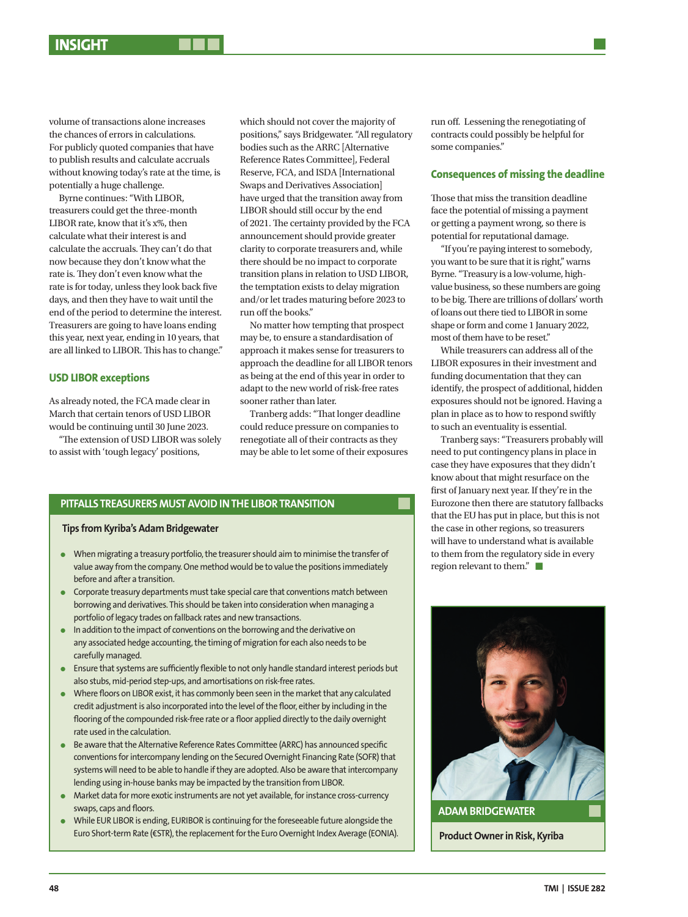volume of transactions alone increases the chances of errors in calculations. For publicly quoted companies that have to publish results and calculate accruals without knowing today's rate at the time, is potentially a huge challenge.

Byrne continues: "With LIBOR, treasurers could get the three-month LIBOR rate, know that it's x%, then calculate what their interest is and calculate the accruals. They can't do that now because they don't know what the rate is. They don't even know what the rate is for today, unless they look back five days, and then they have to wait until the end of the period to determine the interest. Treasurers are going to have loans ending this year, next year, ending in 10 years, that are all linked to LIBOR. This has to change."

## USD LIBOR exceptions

As already noted, the FCA made clear in March that certain tenors of USD LIBOR would be continuing until 30 June 2023.

"The extension of USD LIBOR was solely to assist with 'tough legacy' positions, which should not cover the majority of positions," says Bridgewater. "All regulatory bodies such as the ARRC [Alternative Reference Rates Committee], Federal Reserve, FCA, and ISDA [International Swaps and Derivatives Association] have urged that the transition away from LIBOR should still occur by the end of 2021. The certainty provided by the FCA announcement should provide greater clarity to corporate treasurers and, while there should be no impact to corporate transition plans in relation to USD LIBOR, the temptation exists to delay migration and/or let trades maturing before 2023 to run off the books."

No matter how tempting that prospect may be, to ensure a standardisation of approach it makes sense for treasurers to approach the deadline for all LIBOR tenors as being at the end of this year in order to adapt to the new world of risk-free rates sooner rather than later.

Tranberg adds: "That longer deadline could reduce pressure on companies to renegotiate all of their contracts as they may be able to let some of their exposures run off. Lessening the renegotiating of contracts could possibly be helpful for some companies."

## Consequences of missing the deadline

Those that miss the transition deadline face the potential of missing a payment or getting a payment wrong, so there is potential for reputational damage.

"If you're paying interest to somebody, you want to be sure that it is right," warns Byrne. "Treasury is a low-volume, high-value business, so these numbers are going to be big. There are trillions of dollars' worth of loans out there tied to LIBOR in some shape or form and come 1 January 2022, most of them have to be reset."

While treasurers can address all of the LIBOR exposures in their investment and funding documentation that they can identify, the prospect of additional, hidden exposures should not be ignored. Having a plan in place as to how to respond swiftly to such an eventuality is essential.

Tranberg says: "Treasurers probably will need to put contingency plans in place in case they have exposures that they didn't know about that might resurface on the first of January next year. If they're in the Eurozone then there are statutory fallbacks that the EU has put in place, but this is not the case in other regions, so treasurers will have to understand what is available to them from the regulatory side in every region relevant to them."

## PITFALLS TREASURERS MUST AVOID IN THE LIBOR TRANSITION

### Tips from Kyriba's Adam Bridgewater

- When migrating a treasury portfolio, the treasurer should aim to minimise the transfer of value away from the company. One method would be to value the positions immediately before and after a transition.
- Corporate treasury departments must take special care that conventions match between borrowing and derivatives. This should be taken into consideration when managing a portfolio of legacy trades on fallback rates and new transactions.
- In addition to the impact of conventions on the borrowing and the derivative on any associated hedge accounting, the timing of migration for each also needs to be carefully managed.
- Ensure that systems are sufficiently flexible to not only handle standard interest periods but also stubs, mid-period step-ups, and amortisations on risk-free rates.
- Where floors on LIBOR exist, it has commonly been seen in the market that any calculated credit adjustment is also incorporated into the level of the floor, either by including in the flooring of the compounded risk-free rate or a floor applied directly to the daily overnight rate used in the calculation.
- Be aware that the Alternative Reference Rates Committee (ARRC) has announced specific conventions for intercompany lending on the Secured Overnight Financing Rate (SOFR) that systems will need to be able to handle if they are adopted. Also be aware that intercompany lending using in-house banks may be impacted by the transition from LIBOR.
- Market data for more exotic instruments are not yet available, for instance cross-currency swaps, caps and floors.
- While EUR LIBOR is ending, EURIBOR is continuing for the foreseeable future alongside the Euro Short-term Rate (€STR), the replacement for the Euro Overnight Index Average (EONIA).

**ADAM BRIDGEWATER**

**Product Owner in Risk, Kyriba**